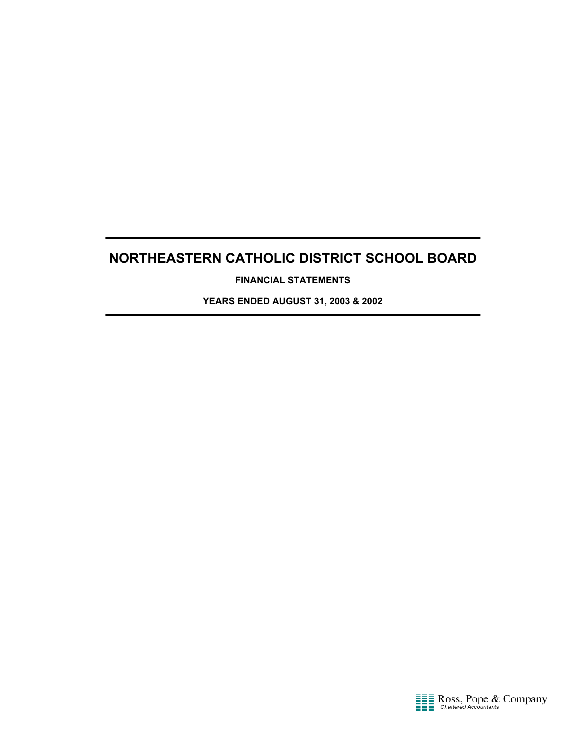# NORTHEASTERN CATHOLIC DISTRICT SCHOOL BOARD

**FINANCIAL STATEMENTS**

**YEARS ENDED AUGUST 31, 2003 & 2002**

Ross, Pope & Company
*Chartered Accountants*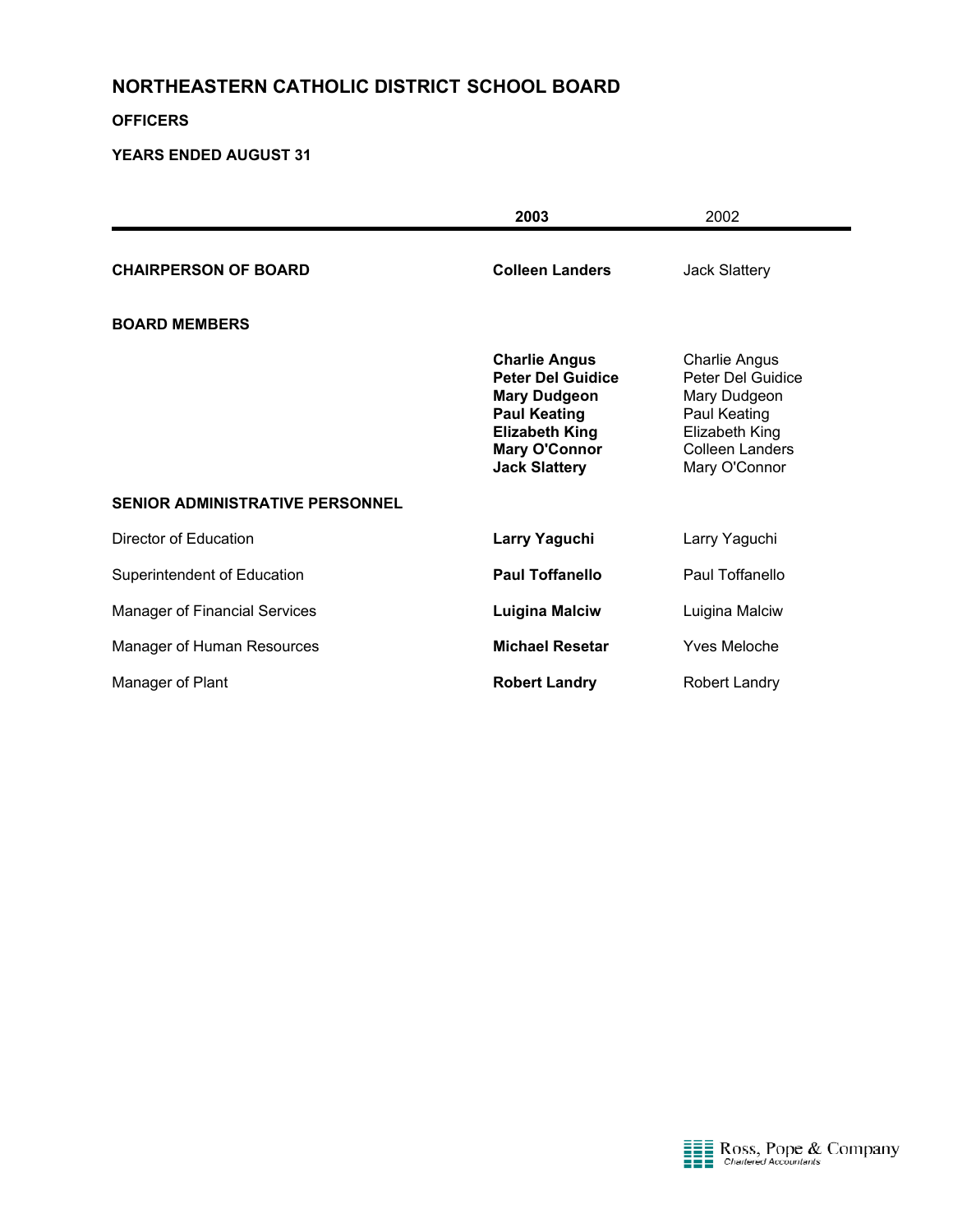# NORTHEASTERN CATHOLIC DISTRICT SCHOOL BOARD

**OFFICERS**

**YEARS ENDED AUGUST 31**

| | **2003** | 2002 |
|---|---|---|
| **CHAIRPERSON OF BOARD** | **Colleen Landers** | Jack Slattery |
| **BOARD MEMBERS** | | |
| | **Charlie Angus** | Charlie Angus |
| | **Peter Del Guidice** | Peter Del Guidice |
| | **Mary Dudgeon** | Mary Dudgeon |
| | **Paul Keating** | Paul Keating |
| | **Elizabeth King** | Elizabeth King |
| | **Mary O'Connor** | Colleen Landers |
| | **Jack Slattery** | Mary O'Connor |
| **SENIOR ADMINISTRATIVE PERSONNEL** | | |
| Director of Education | **Larry Yaguchi** | Larry Yaguchi |
| Superintendent of Education | **Paul Toffanello** | Paul Toffanello |
| Manager of Financial Services | **Luigina Malciw** | Luigina Malciw |
| Manager of Human Resources | **Michael Resetar** | Yves Meloche |
| Manager of Plant | **Robert Landry** | Robert Landry |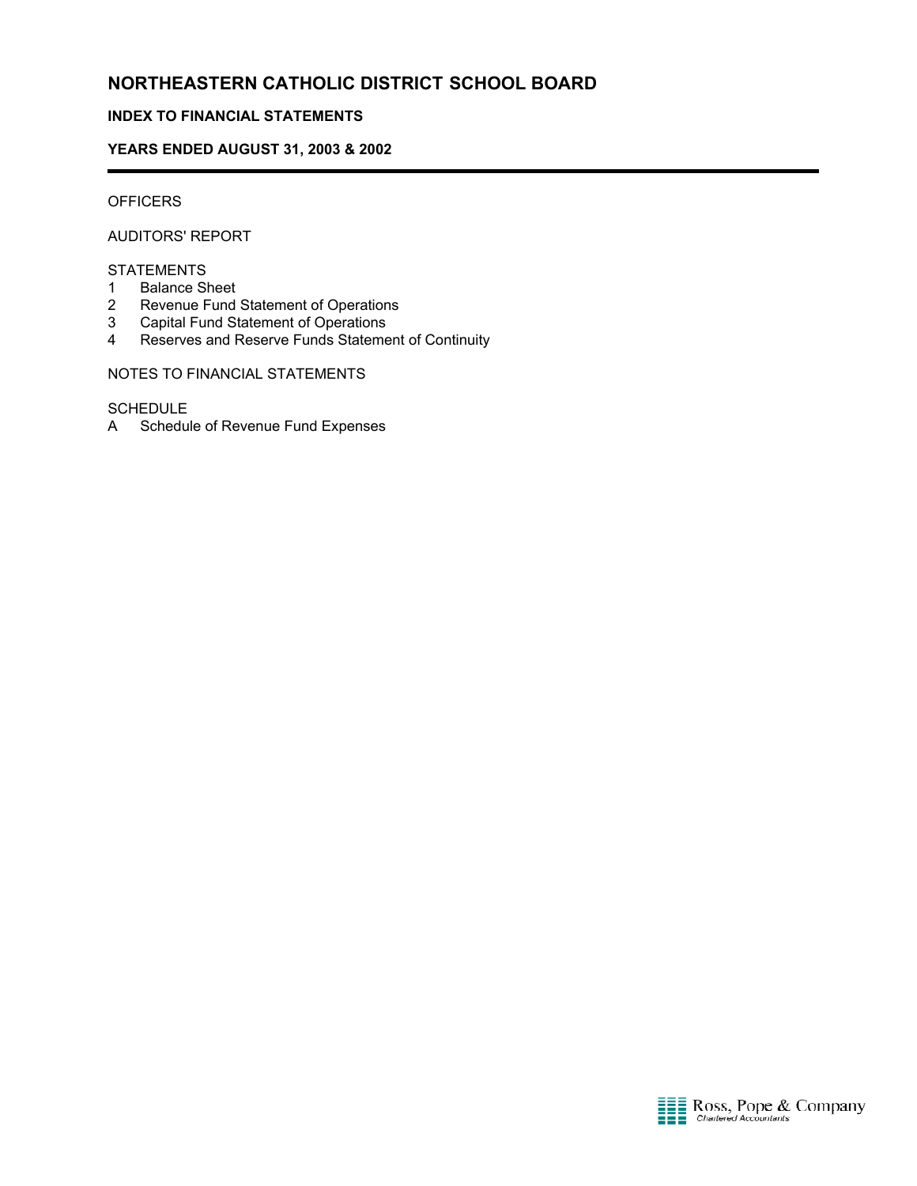# NORTHEASTERN CATHOLIC DISTRICT SCHOOL BOARD

**INDEX TO FINANCIAL STATEMENTS**

**YEARS ENDED AUGUST 31, 2003 & 2002**

---

OFFICERS

AUDITORS' REPORT

STATEMENTS

1 Balance Sheet
2 Revenue Fund Statement of Operations
3 Capital Fund Statement of Operations
4 Reserves and Reserve Funds Statement of Continuity

NOTES TO FINANCIAL STATEMENTS

SCHEDULE

A Schedule of Revenue Fund Expenses

Ross, Pope & Company
*Chartered Accountants*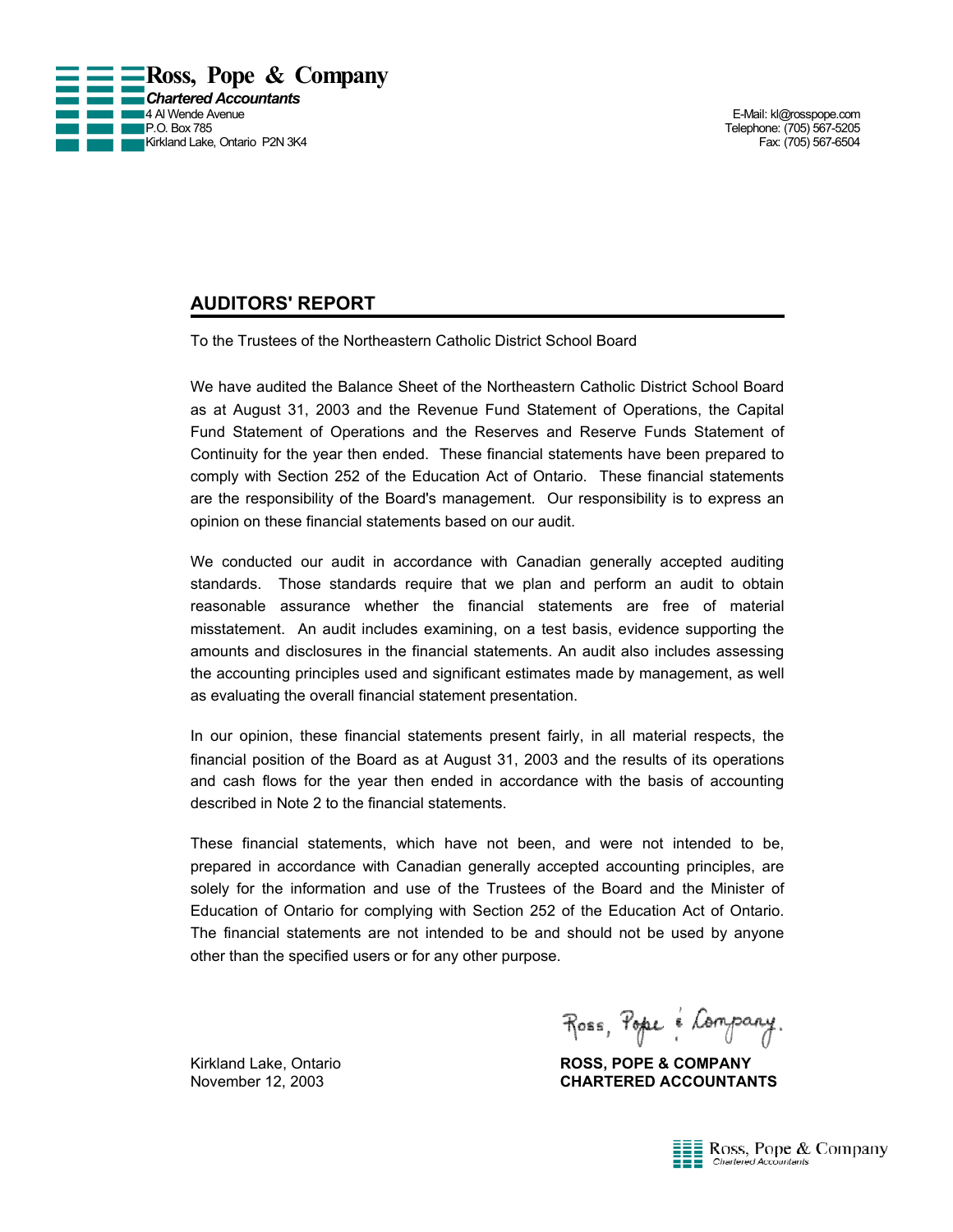**Ross, Pope & Company**
***Chartered Accountants***
4 Al Wende Avenue
P.O. Box 785
Kirkland Lake, Ontario P2N 3K4

E-Mail: kl@rosspope.com
Telephone: (705) 567-5205
Fax: (705) 567-6504

## AUDITORS' REPORT

To the Trustees of the Northeastern Catholic District School Board

We have audited the Balance Sheet of the Northeastern Catholic District School Board as at August 31, 2003 and the Revenue Fund Statement of Operations, the Capital Fund Statement of Operations and the Reserves and Reserve Funds Statement of Continuity for the year then ended. These financial statements have been prepared to comply with Section 252 of the Education Act of Ontario. These financial statements are the responsibility of the Board's management. Our responsibility is to express an opinion on these financial statements based on our audit.

We conducted our audit in accordance with Canadian generally accepted auditing standards. Those standards require that we plan and perform an audit to obtain reasonable assurance whether the financial statements are free of material misstatement. An audit includes examining, on a test basis, evidence supporting the amounts and disclosures in the financial statements. An audit also includes assessing the accounting principles used and significant estimates made by management, as well as evaluating the overall financial statement presentation.

In our opinion, these financial statements present fairly, in all material respects, the financial position of the Board as at August 31, 2003 and the results of its operations and cash flows for the year then ended in accordance with the basis of accounting described in Note 2 to the financial statements.

These financial statements, which have not been, and were not intended to be, prepared in accordance with Canadian generally accepted accounting principles, are solely for the information and use of the Trustees of the Board and the Minister of Education of Ontario for complying with Section 252 of the Education Act of Ontario. The financial statements are not intended to be and should not be used by anyone other than the specified users or for any other purpose.

Ross, Pope & Company

Kirkland Lake, Ontario
November 12, 2003

**ROSS, POPE & COMPANY**
**CHARTERED ACCOUNTANTS**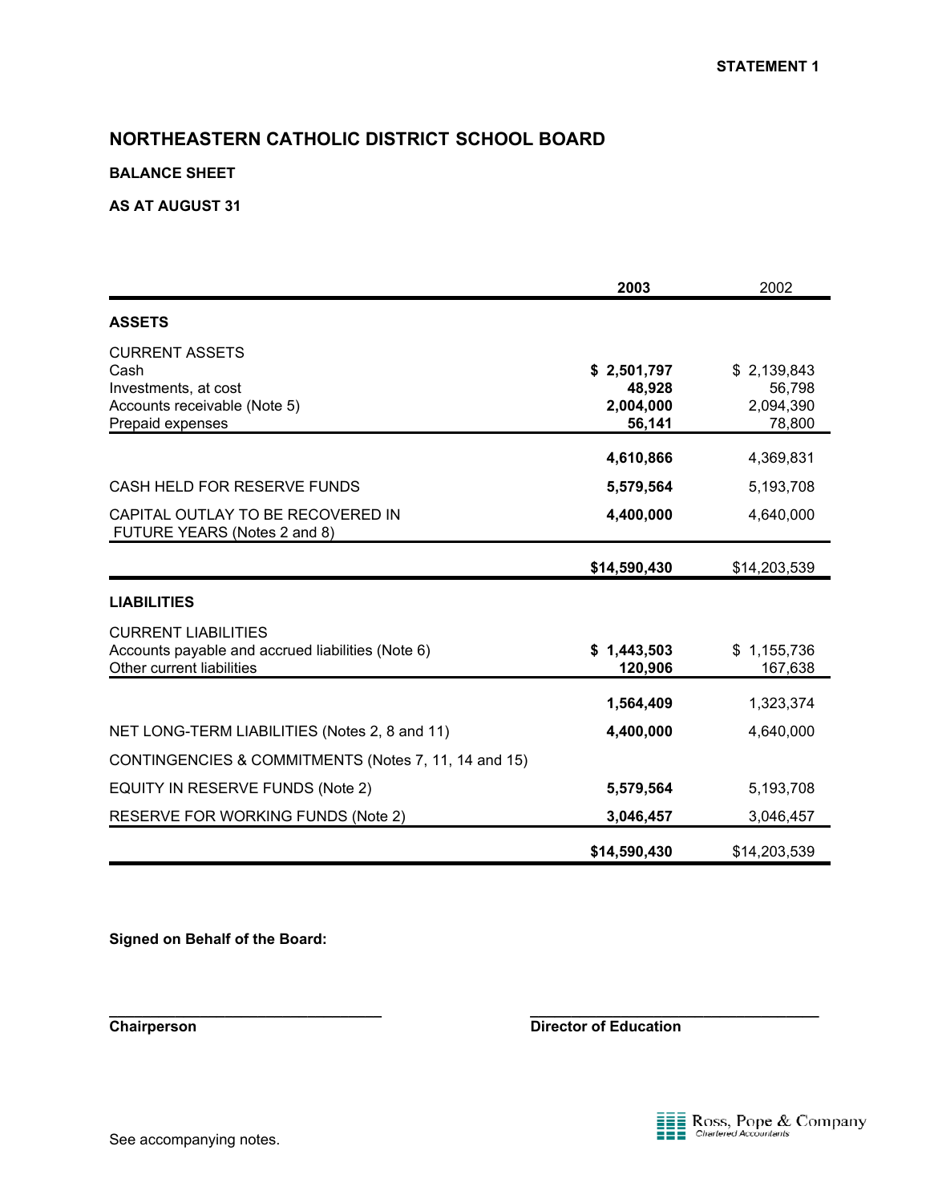STATEMENT 1

# NORTHEASTERN CATHOLIC DISTRICT SCHOOL BOARD

**BALANCE SHEET**

**AS AT AUGUST 31**

| | **2003** | 2002 |
|---|---|---|
| **ASSETS** | | |
| CURRENT ASSETS | | |
| Cash | **$ 2,501,797** | $ 2,139,843 |
| Investments, at cost | **48,928** | 56,798 |
| Accounts receivable (Note 5) | **2,004,000** | 2,094,390 |
| Prepaid expenses | **56,141** | 78,800 |
| | **4,610,866** | 4,369,831 |
| CASH HELD FOR RESERVE FUNDS | **5,579,564** | 5,193,708 |
| CAPITAL OUTLAY TO BE RECOVERED IN FUTURE YEARS (Notes 2 and 8) | **4,400,000** | 4,640,000 |
| | **$14,590,430** | $14,203,539 |
| **LIABILITIES** | | |
| CURRENT LIABILITIES | | |
| Accounts payable and accrued liabilities (Note 6) | **$ 1,443,503** | $ 1,155,736 |
| Other current liabilities | **120,906** | 167,638 |
| | **1,564,409** | 1,323,374 |
| NET LONG-TERM LIABILITIES (Notes 2, 8 and 11) | **4,400,000** | 4,640,000 |
| CONTINGENCIES & COMMITMENTS (Notes 7, 11, 14 and 15) | | |
| EQUITY IN RESERVE FUNDS (Note 2) | **5,579,564** | 5,193,708 |
| RESERVE FOR WORKING FUNDS (Note 2) | **3,046,457** | 3,046,457 |
| | **$14,590,430** | $14,203,539 |

**Signed on Behalf of the Board:**

\_\_\_\_\_\_\_\_\_\_\_\_\_\_\_\_\_\_\_\_\_\_\_\_\_\_\_\_\_\_
**Chairperson**

\_\_\_\_\_\_\_\_\_\_\_\_\_\_\_\_\_\_\_\_\_\_\_\_\_\_\_\_\_\_
**Director of Education**

See accompanying notes.

Ross, Pope & Company
Chartered Accountants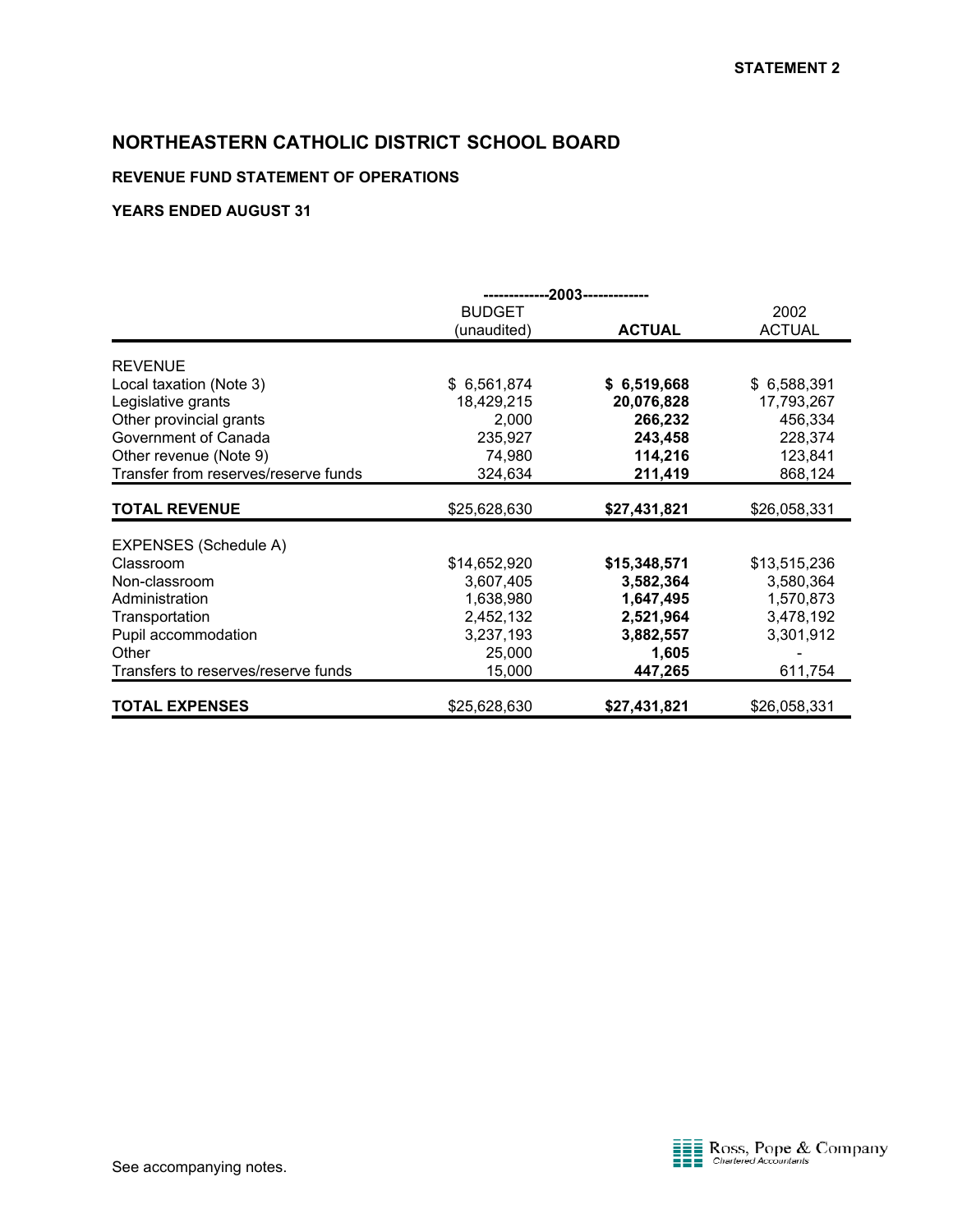STATEMENT 2

# NORTHEASTERN CATHOLIC DISTRICT SCHOOL BOARD

## REVENUE FUND STATEMENT OF OPERATIONS

### YEARS ENDED AUGUST 31

| | 2003 | | |
|---|---|---|---|
| | BUDGET (unaudited) | **ACTUAL** | 2002 ACTUAL |
| REVENUE | | | |
| Local taxation (Note 3) | $ 6,561,874 | **$ 6,519,668** | $ 6,588,391 |
| Legislative grants | 18,429,215 | **20,076,828** | 17,793,267 |
| Other provincial grants | 2,000 | **266,232** | 456,334 |
| Government of Canada | 235,927 | **243,458** | 228,374 |
| Other revenue (Note 9) | 74,980 | **114,216** | 123,841 |
| Transfer from reserves/reserve funds | 324,634 | **211,419** | 868,124 |
| **TOTAL REVENUE** | $25,628,630 | **$27,431,821** | $26,058,331 |
| EXPENSES (Schedule A) | | | |
| Classroom | $14,652,920 | **$15,348,571** | $13,515,236 |
| Non-classroom | 3,607,405 | **3,582,364** | 3,580,364 |
| Administration | 1,638,980 | **1,647,495** | 1,570,873 |
| Transportation | 2,452,132 | **2,521,964** | 3,478,192 |
| Pupil accommodation | 3,237,193 | **3,882,557** | 3,301,912 |
| Other | 25,000 | **1,605** | - |
| Transfers to reserves/reserve funds | 15,000 | **447,265** | 611,754 |
| **TOTAL EXPENSES** | $25,628,630 | **$27,431,821** | $26,058,331 |

See accompanying notes.

Ross, Pope & Company
Chartered Accountants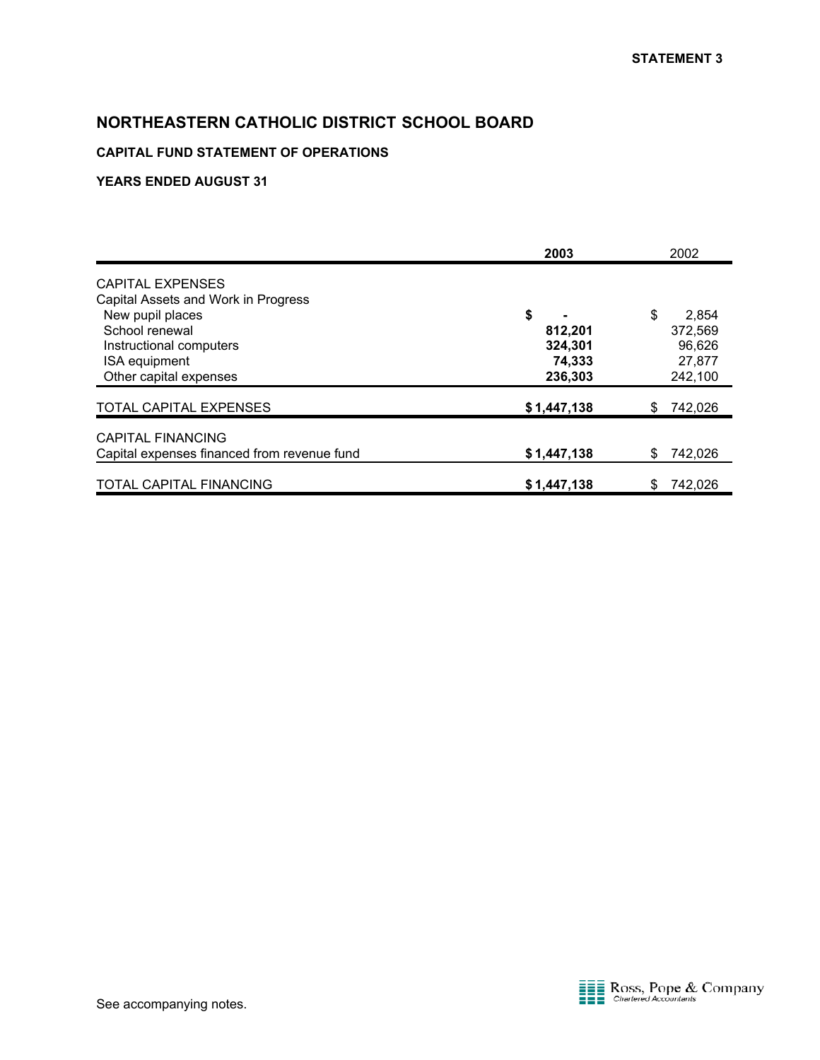**STATEMENT 3**

# NORTHEASTERN CATHOLIC DISTRICT SCHOOL BOARD

### CAPITAL FUND STATEMENT OF OPERATIONS

### YEARS ENDED AUGUST 31

| | 2003 | 2002 |
|---|---|---|
| CAPITAL EXPENSES | | |
| Capital Assets and Work in Progress | | |
| New pupil places | $ - | $ 2,854 |
| School renewal | 812,201 | 372,569 |
| Instructional computers | 324,301 | 96,626 |
| ISA equipment | 74,333 | 27,877 |
| Other capital expenses | 236,303 | 242,100 |
| TOTAL CAPITAL EXPENSES | $ 1,447,138 | $ 742,026 |
| CAPITAL FINANCING | | |
| Capital expenses financed from revenue fund | $ 1,447,138 | $ 742,026 |
| TOTAL CAPITAL FINANCING | $ 1,447,138 | $ 742,026 |

See accompanying notes.

Ross, Pope & Company
Chartered Accountants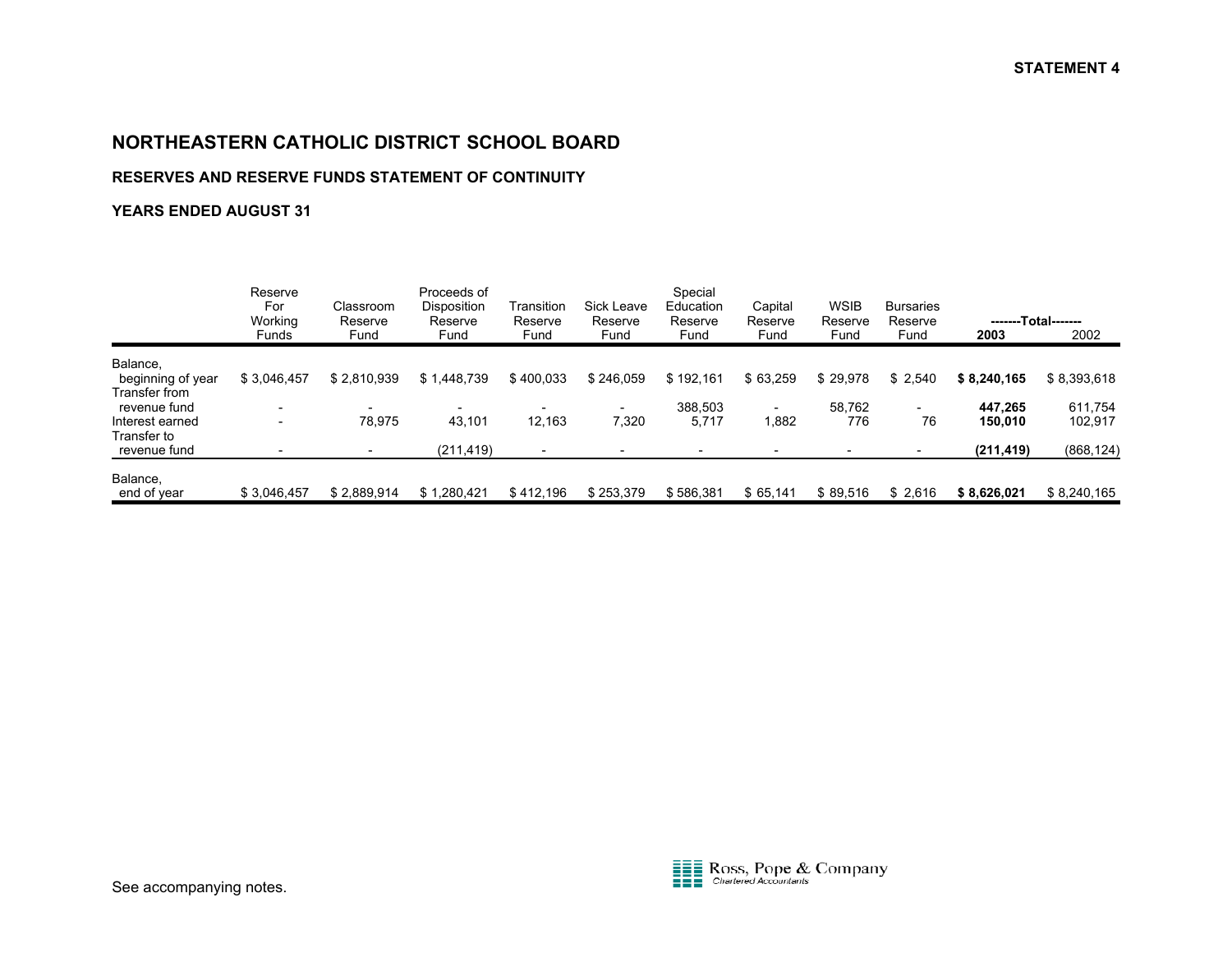STATEMENT 4

# NORTHEASTERN CATHOLIC DISTRICT SCHOOL BOARD

### RESERVES AND RESERVE FUNDS STATEMENT OF CONTINUITY

### YEARS ENDED AUGUST 31

| | Reserve For Working Funds | Classroom Reserve Fund | Proceeds of Disposition Reserve Fund | Transition Reserve Fund | Sick Leave Reserve Fund | Special Education Reserve Fund | Capital Reserve Fund | WSIB Reserve Fund | Bursaries Reserve Fund | -------Total------- | |
|---|---|---|---|---|---|---|---|---|---|---|---|
| | | | | | | | | | | **2003** | 2002 |
| Balance, beginning of year | $ 3,046,457 | $ 2,810,939 | $ 1,448,739 | $ 400,033 | $ 246,059 | $ 192,161 | $ 63,259 | $ 29,978 | $ 2,540 | **$ 8,240,165** | $ 8,393,618 |
| Transfer from revenue fund | - | - | - | - | - | 388,503 | - | 58,762 | - | **447,265** | 611,754 |
| Interest earned | - | 78,975 | 43,101 | 12,163 | 7,320 | 5,717 | 1,882 | 776 | 76 | **150,010** | 102,917 |
| Transfer to revenue fund | - | - | (211,419) | - | - | - | - | - | - | **(211,419)** | (868,124) |
| Balance, end of year | $ 3,046,457 | $ 2,889,914 | $ 1,280,421 | $ 412,196 | $ 253,379 | $ 586,381 | $ 65,141 | $ 89,516 | $ 2,616 | **$ 8,626,021** | $ 8,240,165 |

See accompanying notes.

Ross, Pope & Company
Chartered Accountants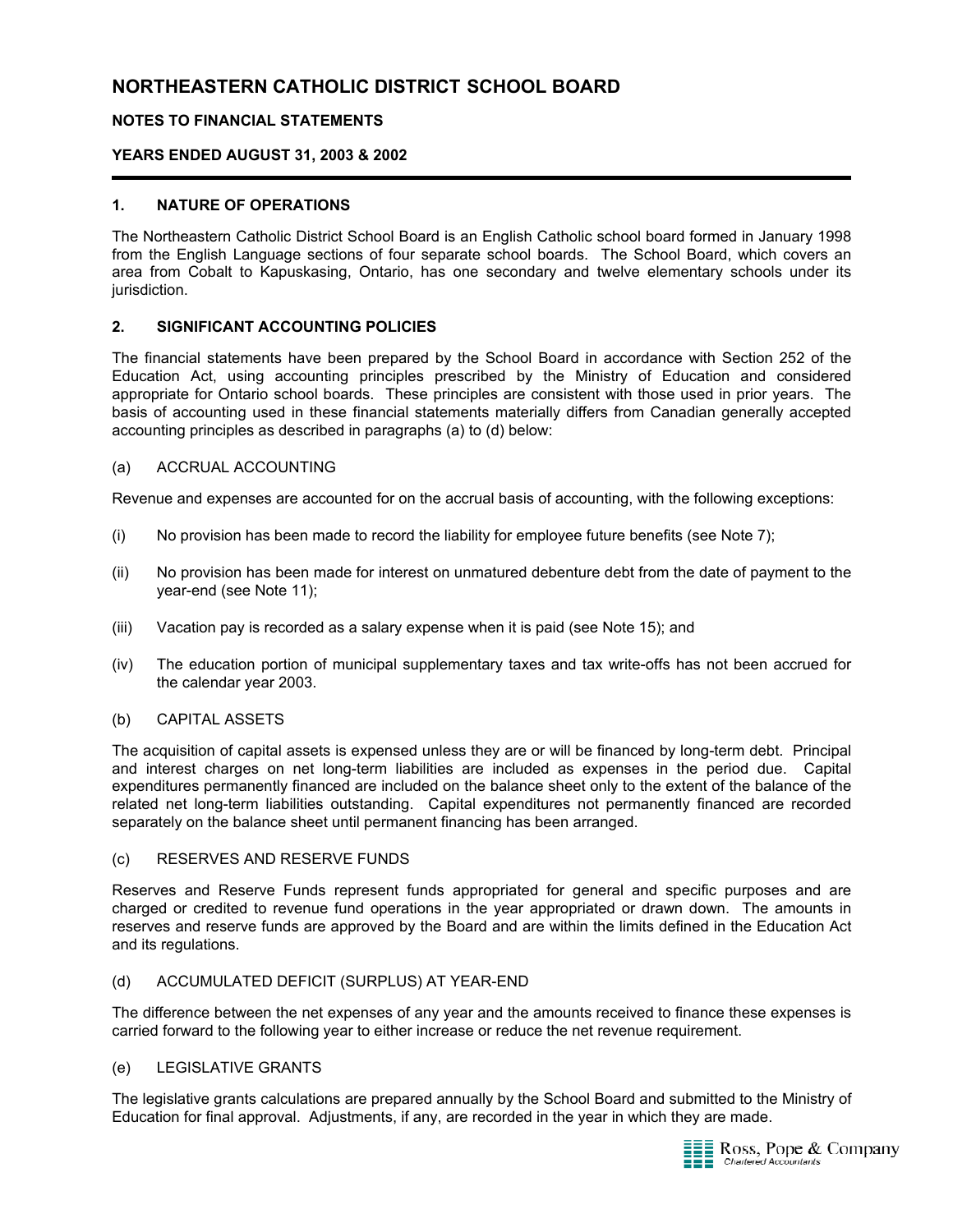# NORTHEASTERN CATHOLIC DISTRICT SCHOOL BOARD

**NOTES TO FINANCIAL STATEMENTS**

**YEARS ENDED AUGUST 31, 2003 & 2002**

## 1. NATURE OF OPERATIONS

The Northeastern Catholic District School Board is an English Catholic school board formed in January 1998 from the English Language sections of four separate school boards. The School Board, which covers an area from Cobalt to Kapuskasing, Ontario, has one secondary and twelve elementary schools under its jurisdiction.

## 2. SIGNIFICANT ACCOUNTING POLICIES

The financial statements have been prepared by the School Board in accordance with Section 252 of the Education Act, using accounting principles prescribed by the Ministry of Education and considered appropriate for Ontario school boards. These principles are consistent with those used in prior years. The basis of accounting used in these financial statements materially differs from Canadian generally accepted accounting principles as described in paragraphs (a) to (d) below:

### (a) ACCRUAL ACCOUNTING

Revenue and expenses are accounted for on the accrual basis of accounting, with the following exceptions:

(i) No provision has been made to record the liability for employee future benefits (see Note 7);

(ii) No provision has been made for interest on unmatured debenture debt from the date of payment to the year-end (see Note 11);

(iii) Vacation pay is recorded as a salary expense when it is paid (see Note 15); and

(iv) The education portion of municipal supplementary taxes and tax write-offs has not been accrued for the calendar year 2003.

### (b) CAPITAL ASSETS

The acquisition of capital assets is expensed unless they are or will be financed by long-term debt. Principal and interest charges on net long-term liabilities are included as expenses in the period due. Capital expenditures permanently financed are included on the balance sheet only to the extent of the balance of the related net long-term liabilities outstanding. Capital expenditures not permanently financed are recorded separately on the balance sheet until permanent financing has been arranged.

### (c) RESERVES AND RESERVE FUNDS

Reserves and Reserve Funds represent funds appropriated for general and specific purposes and are charged or credited to revenue fund operations in the year appropriated or drawn down. The amounts in reserves and reserve funds are approved by the Board and are within the limits defined in the Education Act and its regulations.

### (d) ACCUMULATED DEFICIT (SURPLUS) AT YEAR-END

The difference between the net expenses of any year and the amounts received to finance these expenses is carried forward to the following year to either increase or reduce the net revenue requirement.

### (e) LEGISLATIVE GRANTS

The legislative grants calculations are prepared annually by the School Board and submitted to the Ministry of Education for final approval. Adjustments, if any, are recorded in the year in which they are made.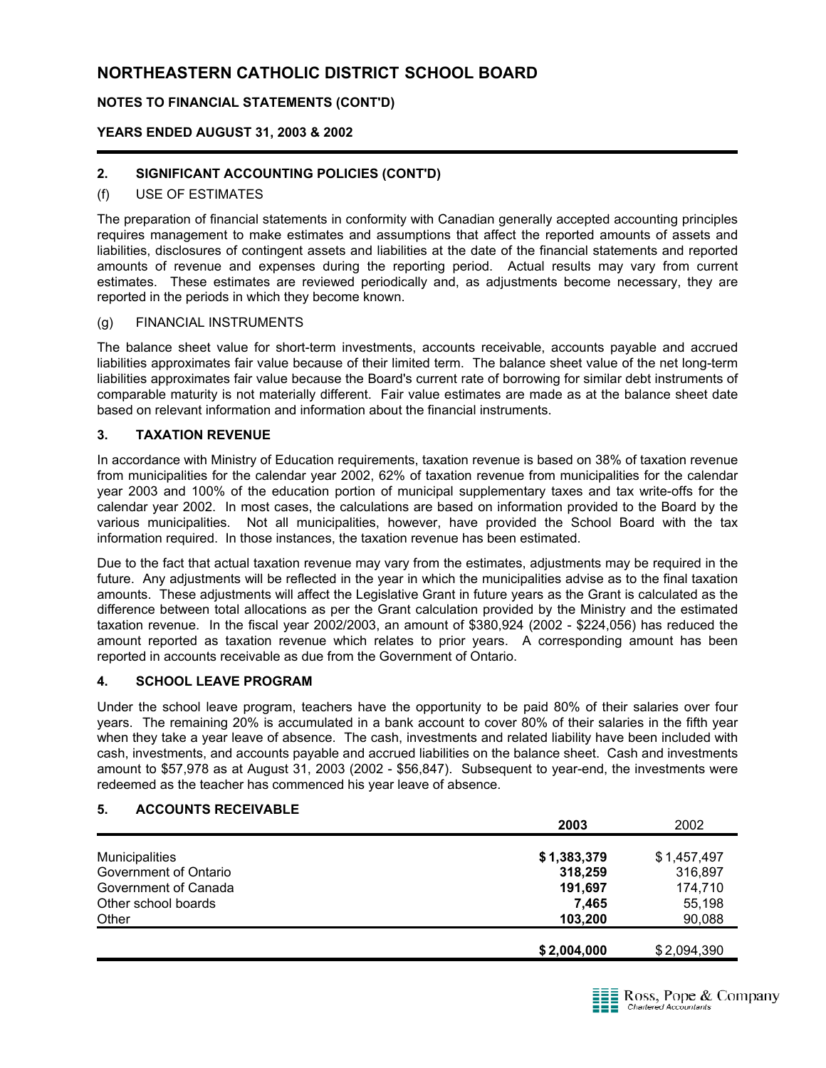# NORTHEASTERN CATHOLIC DISTRICT SCHOOL BOARD

## NOTES TO FINANCIAL STATEMENTS (CONT'D)

## YEARS ENDED AUGUST 31, 2003 & 2002

### 2. SIGNIFICANT ACCOUNTING POLICIES (CONT'D)

(f) USE OF ESTIMATES

The preparation of financial statements in conformity with Canadian generally accepted accounting principles requires management to make estimates and assumptions that affect the reported amounts of assets and liabilities, disclosures of contingent assets and liabilities at the date of the financial statements and reported amounts of revenue and expenses during the reporting period. Actual results may vary from current estimates. These estimates are reviewed periodically and, as adjustments become necessary, they are reported in the periods in which they become known.

(g) FINANCIAL INSTRUMENTS

The balance sheet value for short-term investments, accounts receivable, accounts payable and accrued liabilities approximates fair value because of their limited term. The balance sheet value of the net long-term liabilities approximates fair value because the Board's current rate of borrowing for similar debt instruments of comparable maturity is not materially different. Fair value estimates are made as at the balance sheet date based on relevant information and information about the financial instruments.

### 3. TAXATION REVENUE

In accordance with Ministry of Education requirements, taxation revenue is based on 38% of taxation revenue from municipalities for the calendar year 2002, 62% of taxation revenue from municipalities for the calendar year 2003 and 100% of the education portion of municipal supplementary taxes and tax write-offs for the calendar year 2002. In most cases, the calculations are based on information provided to the Board by the various municipalities. Not all municipalities, however, have provided the School Board with the tax information required. In those instances, the taxation revenue has been estimated.

Due to the fact that actual taxation revenue may vary from the estimates, adjustments may be required in the future. Any adjustments will be reflected in the year in which the municipalities advise as to the final taxation amounts. These adjustments will affect the Legislative Grant in future years as the Grant is calculated as the difference between total allocations as per the Grant calculation provided by the Ministry and the estimated taxation revenue. In the fiscal year 2002/2003, an amount of $380,924 (2002 - $224,056) has reduced the amount reported as taxation revenue which relates to prior years. A corresponding amount has been reported in accounts receivable as due from the Government of Ontario.

### 4. SCHOOL LEAVE PROGRAM

Under the school leave program, teachers have the opportunity to be paid 80% of their salaries over four years. The remaining 20% is accumulated in a bank account to cover 80% of their salaries in the fifth year when they take a year leave of absence. The cash, investments and related liability have been included with cash, investments, and accounts payable and accrued liabilities on the balance sheet. Cash and investments amount to $57,978 as at August 31, 2003 (2002 - $56,847). Subsequent to year-end, the investments were redeemed as the teacher has commenced his year leave of absence.

### 5. ACCOUNTS RECEIVABLE

| | **2003** | 2002 |
|---|---|---|
| Municipalities | **$ 1,383,379** | $ 1,457,497 |
| Government of Ontario | **318,259** | 316,897 |
| Government of Canada | **191,697** | 174,710 |
| Other school boards | **7,465** | 55,198 |
| Other | **103,200** | 90,088 |
| | **$ 2,004,000** | $ 2,094,390 |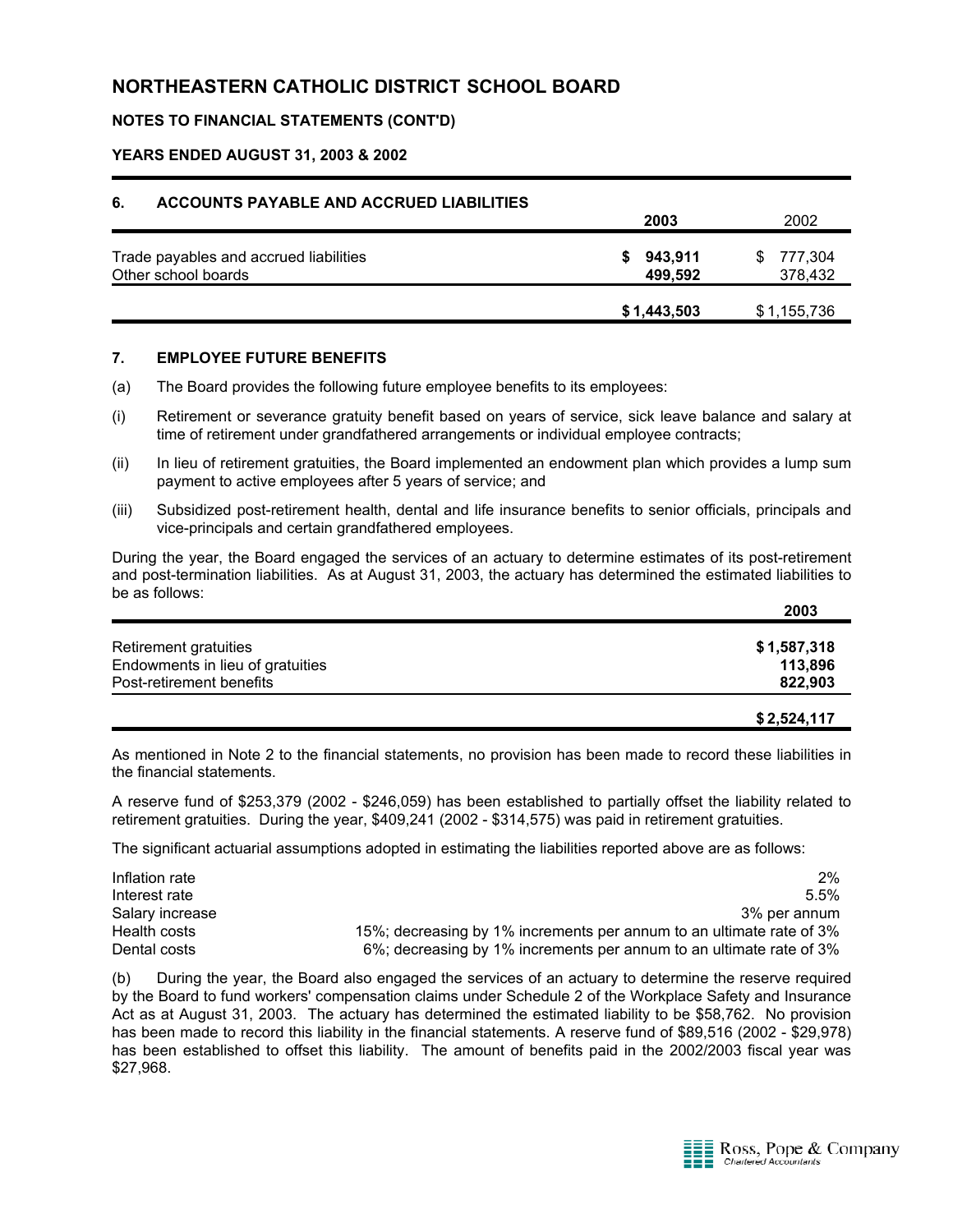# NORTHEASTERN CATHOLIC DISTRICT SCHOOL BOARD

## NOTES TO FINANCIAL STATEMENTS (CONT'D)

### YEARS ENDED AUGUST 31, 2003 & 2002

## 6. ACCOUNTS PAYABLE AND ACCRUED LIABILITIES

| | 2003 | 2002 |
|---|---|---|
| Trade payables and accrued liabilities | **$ 943,911** | $ 777,304 |
| Other school boards | **499,592** | 378,432 |
| | **$ 1,443,503** | $ 1,155,736 |

## 7. EMPLOYEE FUTURE BENEFITS

(a) The Board provides the following future employee benefits to its employees:

(i) Retirement or severance gratuity benefit based on years of service, sick leave balance and salary at time of retirement under grandfathered arrangements or individual employee contracts;

(ii) In lieu of retirement gratuities, the Board implemented an endowment plan which provides a lump sum payment to active employees after 5 years of service; and

(iii) Subsidized post-retirement health, dental and life insurance benefits to senior officials, principals and vice-principals and certain grandfathered employees.

During the year, the Board engaged the services of an actuary to determine estimates of its post-retirement and post-termination liabilities. As at August 31, 2003, the actuary has determined the estimated liabilities to be as follows:

| | 2003 |
|---|---|
| Retirement gratuities | **$ 1,587,318** |
| Endowments in lieu of gratuities | **113,896** |
| Post-retirement benefits | **822,903** |
| | **$ 2,524,117** |

As mentioned in Note 2 to the financial statements, no provision has been made to record these liabilities in the financial statements.

A reserve fund of $253,379 (2002 - $246,059) has been established to partially offset the liability related to retirement gratuities. During the year, $409,241 (2002 - $314,575) was paid in retirement gratuities.

The significant actuarial assumptions adopted in estimating the liabilities reported above are as follows:

| | |
|---|---|
| Inflation rate | 2% |
| Interest rate | 5.5% |
| Salary increase | 3% per annum |
| Health costs | 15%; decreasing by 1% increments per annum to an ultimate rate of 3% |
| Dental costs | 6%; decreasing by 1% increments per annum to an ultimate rate of 3% |

(b) During the year, the Board also engaged the services of an actuary to determine the reserve required by the Board to fund workers' compensation claims under Schedule 2 of the Workplace Safety and Insurance Act as at August 31, 2003. The actuary has determined the estimated liability to be $58,762. No provision has been made to record this liability in the financial statements. A reserve fund of $89,516 (2002 - $29,978) has been established to offset this liability. The amount of benefits paid in the 2002/2003 fiscal year was $27,968.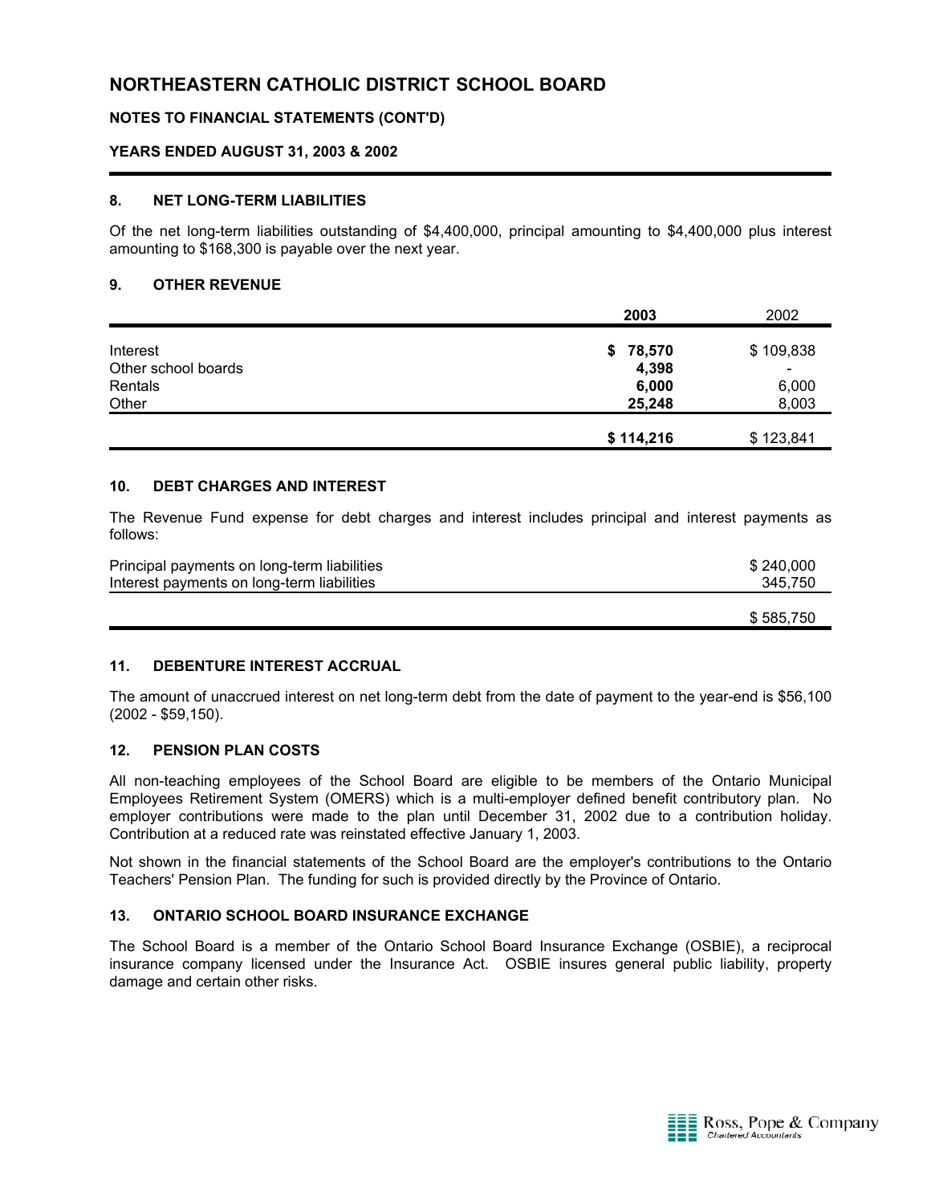# NORTHEASTERN CATHOLIC DISTRICT SCHOOL BOARD

## NOTES TO FINANCIAL STATEMENTS (CONT'D)

### YEARS ENDED AUGUST 31, 2003 & 2002

### 8. NET LONG-TERM LIABILITIES

Of the net long-term liabilities outstanding of $4,400,000, principal amounting to $4,400,000 plus interest amounting to $168,300 is payable over the next year.

### 9. OTHER REVENUE

| | **2003** | 2002 |
|---|---|---|
| Interest | **$ 78,570** | $ 109,838 |
| Other school boards | **4,398** | - |
| Rentals | **6,000** | 6,000 |
| Other | **25,248** | 8,003 |
| | **$ 114,216** | $ 123,841 |

### 10. DEBT CHARGES AND INTEREST

The Revenue Fund expense for debt charges and interest includes principal and interest payments as follows:

| | |
|---|---|
| Principal payments on long-term liabilities | $ 240,000 |
| Interest payments on long-term liabilities | 345,750 |
| | $ 585,750 |

### 11. DEBENTURE INTEREST ACCRUAL

The amount of unaccrued interest on net long-term debt from the date of payment to the year-end is $56,100 (2002 - $59,150).

### 12. PENSION PLAN COSTS

All non-teaching employees of the School Board are eligible to be members of the Ontario Municipal Employees Retirement System (OMERS) which is a multi-employer defined benefit contributory plan. No employer contributions were made to the plan until December 31, 2002 due to a contribution holiday. Contribution at a reduced rate was reinstated effective January 1, 2003.

Not shown in the financial statements of the School Board are the employer's contributions to the Ontario Teachers' Pension Plan. The funding for such is provided directly by the Province of Ontario.

### 13. ONTARIO SCHOOL BOARD INSURANCE EXCHANGE

The School Board is a member of the Ontario School Board Insurance Exchange (OSBIE), a reciprocal insurance company licensed under the Insurance Act. OSBIE insures general public liability, property damage and certain other risks.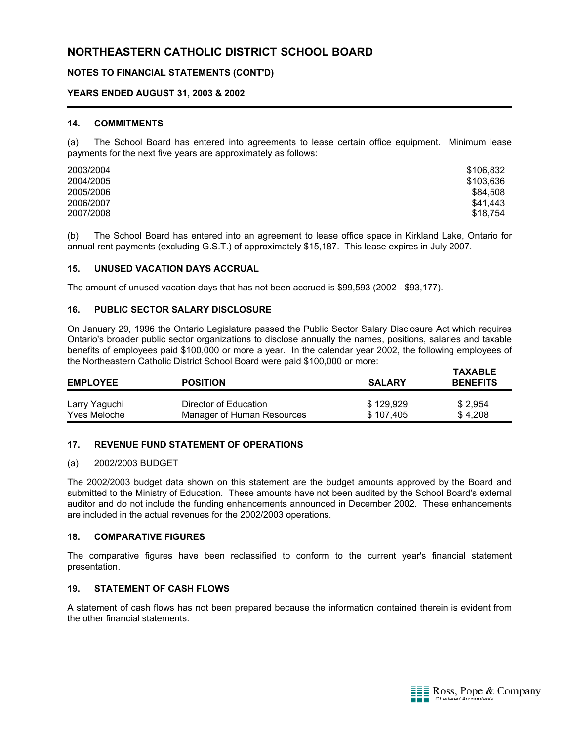# NORTHEASTERN CATHOLIC DISTRICT SCHOOL BOARD

**NOTES TO FINANCIAL STATEMENTS (CONT'D)**

**YEARS ENDED AUGUST 31, 2003 & 2002**

### 14. COMMITMENTS

(a) The School Board has entered into agreements to lease certain office equipment. Minimum lease payments for the next five years are approximately as follows:

| | |
|---|---:|
| 2003/2004 | $106,832 |
| 2004/2005 | $103,636 |
| 2005/2006 | $84,508 |
| 2006/2007 | $41,443 |
| 2007/2008 | $18,754 |

(b) The School Board has entered into an agreement to lease office space in Kirkland Lake, Ontario for annual rent payments (excluding G.S.T.) of approximately $15,187. This lease expires in July 2007.

### 15. UNUSED VACATION DAYS ACCRUAL

The amount of unused vacation days that has not been accrued is $99,593 (2002 - $93,177).

### 16. PUBLIC SECTOR SALARY DISCLOSURE

On January 29, 1996 the Ontario Legislature passed the Public Sector Salary Disclosure Act which requires Ontario's broader public sector organizations to disclose annually the names, positions, salaries and taxable benefits of employees paid $100,000 or more a year. In the calendar year 2002, the following employees of the Northeastern Catholic District School Board were paid $100,000 or more:

| EMPLOYEE | POSITION | SALARY | TAXABLE BENEFITS |
|---|---|---|---|
| Larry Yaguchi | Director of Education | $ 129,929 | $ 2,954 |
| Yves Meloche | Manager of Human Resources | $ 107,405 | $ 4,208 |

### 17. REVENUE FUND STATEMENT OF OPERATIONS

(a) 2002/2003 BUDGET

The 2002/2003 budget data shown on this statement are the budget amounts approved by the Board and submitted to the Ministry of Education. These amounts have not been audited by the School Board's external auditor and do not include the funding enhancements announced in December 2002. These enhancements are included in the actual revenues for the 2002/2003 operations.

### 18. COMPARATIVE FIGURES

The comparative figures have been reclassified to conform to the current year's financial statement presentation.

### 19. STATEMENT OF CASH FLOWS

A statement of cash flows has not been prepared because the information contained therein is evident from the other financial statements.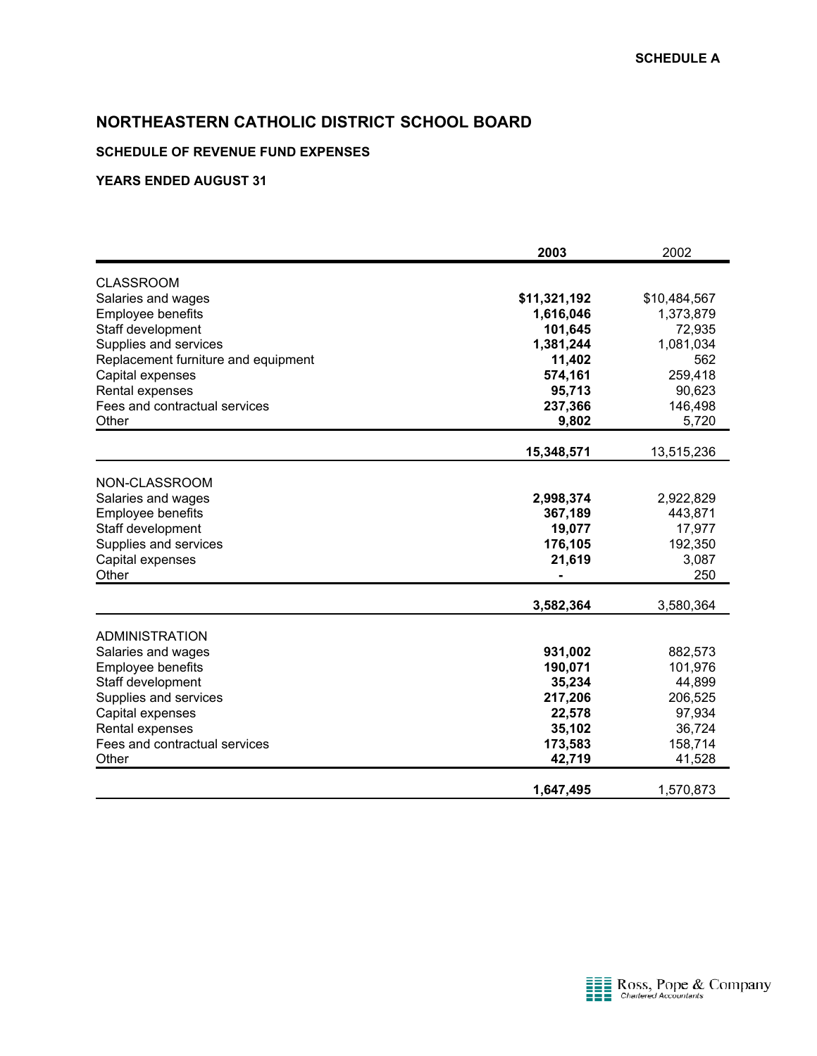**SCHEDULE A**

# NORTHEASTERN CATHOLIC DISTRICT SCHOOL BOARD

### SCHEDULE OF REVENUE FUND EXPENSES

### YEARS ENDED AUGUST 31

| | **2003** | 2002 |
|---|---|---|
| CLASSROOM | | |
| Salaries and wages | **$11,321,192** | $10,484,567 |
| Employee benefits | **1,616,046** | 1,373,879 |
| Staff development | **101,645** | 72,935 |
| Supplies and services | **1,381,244** | 1,081,034 |
| Replacement furniture and equipment | **11,402** | 562 |
| Capital expenses | **574,161** | 259,418 |
| Rental expenses | **95,713** | 90,623 |
| Fees and contractual services | **237,366** | 146,498 |
| Other | **9,802** | 5,720 |
| | **15,348,571** | 13,515,236 |
| NON-CLASSROOM | | |
| Salaries and wages | **2,998,374** | 2,922,829 |
| Employee benefits | **367,189** | 443,871 |
| Staff development | **19,077** | 17,977 |
| Supplies and services | **176,105** | 192,350 |
| Capital expenses | **21,619** | 3,087 |
| Other | **-** | 250 |
| | **3,582,364** | 3,580,364 |
| ADMINISTRATION | | |
| Salaries and wages | **931,002** | 882,573 |
| Employee benefits | **190,071** | 101,976 |
| Staff development | **35,234** | 44,899 |
| Supplies and services | **217,206** | 206,525 |
| Capital expenses | **22,578** | 97,934 |
| Rental expenses | **35,102** | 36,724 |
| Fees and contractual services | **173,583** | 158,714 |
| Other | **42,719** | 41,528 |
| | **1,647,495** | 1,570,873 |

Ross, Pope & Company
*Chartered Accountants*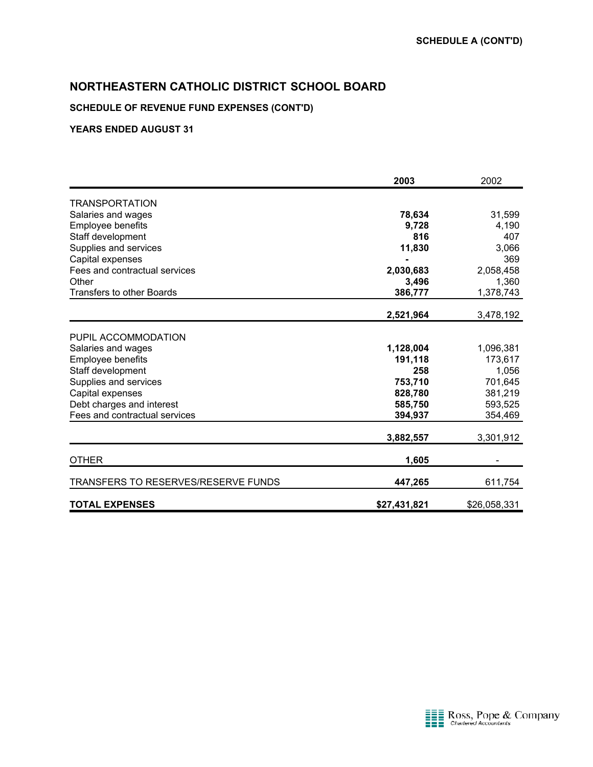**SCHEDULE A (CONT'D)**

# NORTHEASTERN CATHOLIC DISTRICT SCHOOL BOARD

### SCHEDULE OF REVENUE FUND EXPENSES (CONT'D)

### YEARS ENDED AUGUST 31

| | 2003 | 2002 |
|---|---|---|
| TRANSPORTATION | | |
| Salaries and wages | **78,634** | 31,599 |
| Employee benefits | **9,728** | 4,190 |
| Staff development | **816** | 407 |
| Supplies and services | **11,830** | 3,066 |
| Capital expenses | **-** | 369 |
| Fees and contractual services | **2,030,683** | 2,058,458 |
| Other | **3,496** | 1,360 |
| Transfers to other Boards | **386,777** | 1,378,743 |
| | **2,521,964** | 3,478,192 |
| PUPIL ACCOMMODATION | | |
| Salaries and wages | **1,128,004** | 1,096,381 |
| Employee benefits | **191,118** | 173,617 |
| Staff development | **258** | 1,056 |
| Supplies and services | **753,710** | 701,645 |
| Capital expenses | **828,780** | 381,219 |
| Debt charges and interest | **585,750** | 593,525 |
| Fees and contractual services | **394,937** | 354,469 |
| | **3,882,557** | 3,301,912 |
| OTHER | **1,605** | - |
| TRANSFERS TO RESERVES/RESERVE FUNDS | **447,265** | 611,754 |
| **TOTAL EXPENSES** | **$27,431,821** | $26,058,331 |

Ross, Pope & Company
Chartered Accountants